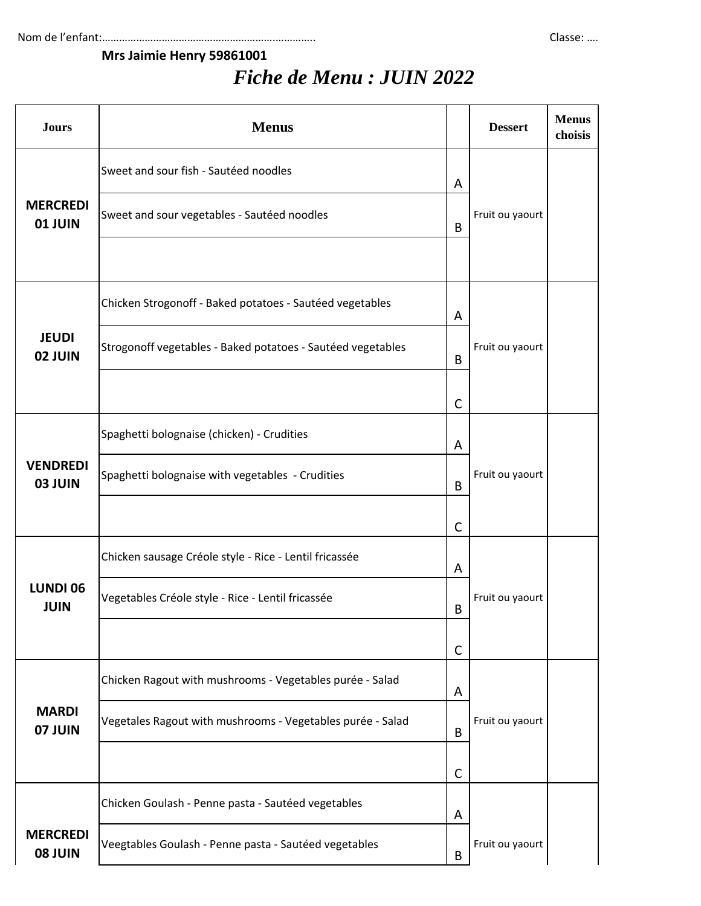Nom de l'enfant:…………………………………………………………………..                                                                                                   Classe: ….

**Mrs Jaimie Henry 59861001**

# *Fiche de Menu : JUIN 2022*

| Jours | Menus | | Dessert | Menus choisis |
|---|---|---|---|---|
| **MERCREDI 01 JUIN** | Sweet and sour fish - Sautéed noodles | A | Fruit ou yaourt | |
| | Sweet and sour vegetables - Sautéed noodles | B | | |
| | | | | |
| **JEUDI 02 JUIN** | Chicken Strogonoff - Baked potatoes - Sautéed vegetables | A | Fruit ou yaourt | |
| | Strogonoff vegetables - Baked potatoes - Sautéed vegetables | B | | |
| | | C | | |
| **VENDREDI 03 JUIN** | Spaghetti bolognaise (chicken) - Crudities | A | Fruit ou yaourt | |
| | Spaghetti bolognaise with vegetables - Crudities | B | | |
| | | C | | |
| **LUNDI 06 JUIN** | Chicken sausage Créole style - Rice - Lentil fricassée | A | Fruit ou yaourt | |
| | Vegetables Créole style - Rice - Lentil fricassée | B | | |
| | | C | | |
| **MARDI 07 JUIN** | Chicken Ragout with mushrooms - Vegetables purée - Salad | A | Fruit ou yaourt | |
| | Vegetales Ragout with mushrooms - Vegetables purée - Salad | B | | |
| | | C | | |
| **MERCREDI 08 JUIN** | Chicken Goulash - Penne pasta - Sautéed vegetables | A | Fruit ou yaourt | |
| | Veegtables Goulash - Penne pasta - Sautéed vegetables | B | | |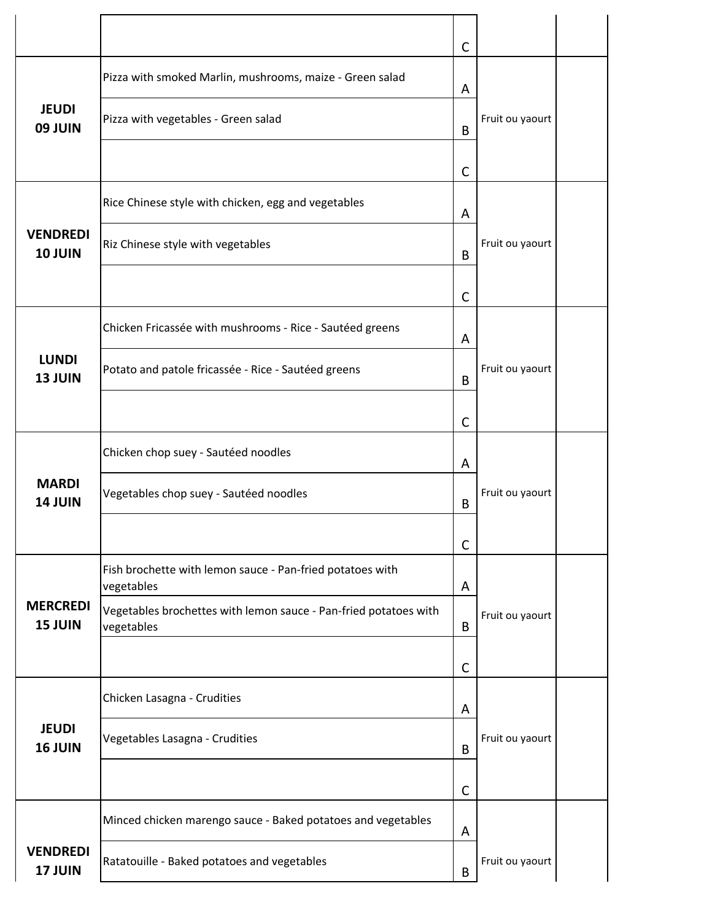| | | | | |
|---|---|---|---|---|
| | | C | | |
| **JEUDI 09 JUIN** | Pizza with smoked Marlin, mushrooms, maize - Green salad | A | Fruit ou yaourt | |
| | Pizza with vegetables - Green salad | B | | |
| | | C | | |
| **VENDREDI 10 JUIN** | Rice Chinese style with chicken, egg and vegetables | A | Fruit ou yaourt | |
| | Riz Chinese style with vegetables | B | | |
| | | C | | |
| **LUNDI 13 JUIN** | Chicken Fricassée with mushrooms - Rice - Sautéed greens | A | Fruit ou yaourt | |
| | Potato and patole fricassée - Rice - Sautéed greens | B | | |
| | | C | | |
| **MARDI 14 JUIN** | Chicken chop suey - Sautéed noodles | A | Fruit ou yaourt | |
| | Vegetables chop suey - Sautéed noodles | B | | |
| | | C | | |
| **MERCREDI 15 JUIN** | Fish brochette with lemon sauce - Pan-fried potatoes with vegetables | A | Fruit ou yaourt | |
| | Vegetables brochettes with lemon sauce - Pan-fried potatoes with vegetables | B | | |
| | | C | | |
| **JEUDI 16 JUIN** | Chicken Lasagna - Crudities | A | Fruit ou yaourt | |
| | Vegetables Lasagna - Crudities | B | | |
| | | C | | |
| **VENDREDI 17 JUIN** | Minced chicken marengo sauce - Baked potatoes and vegetables | A | Fruit ou yaourt | |
| | Ratatouille - Baked potatoes and vegetables | B | | |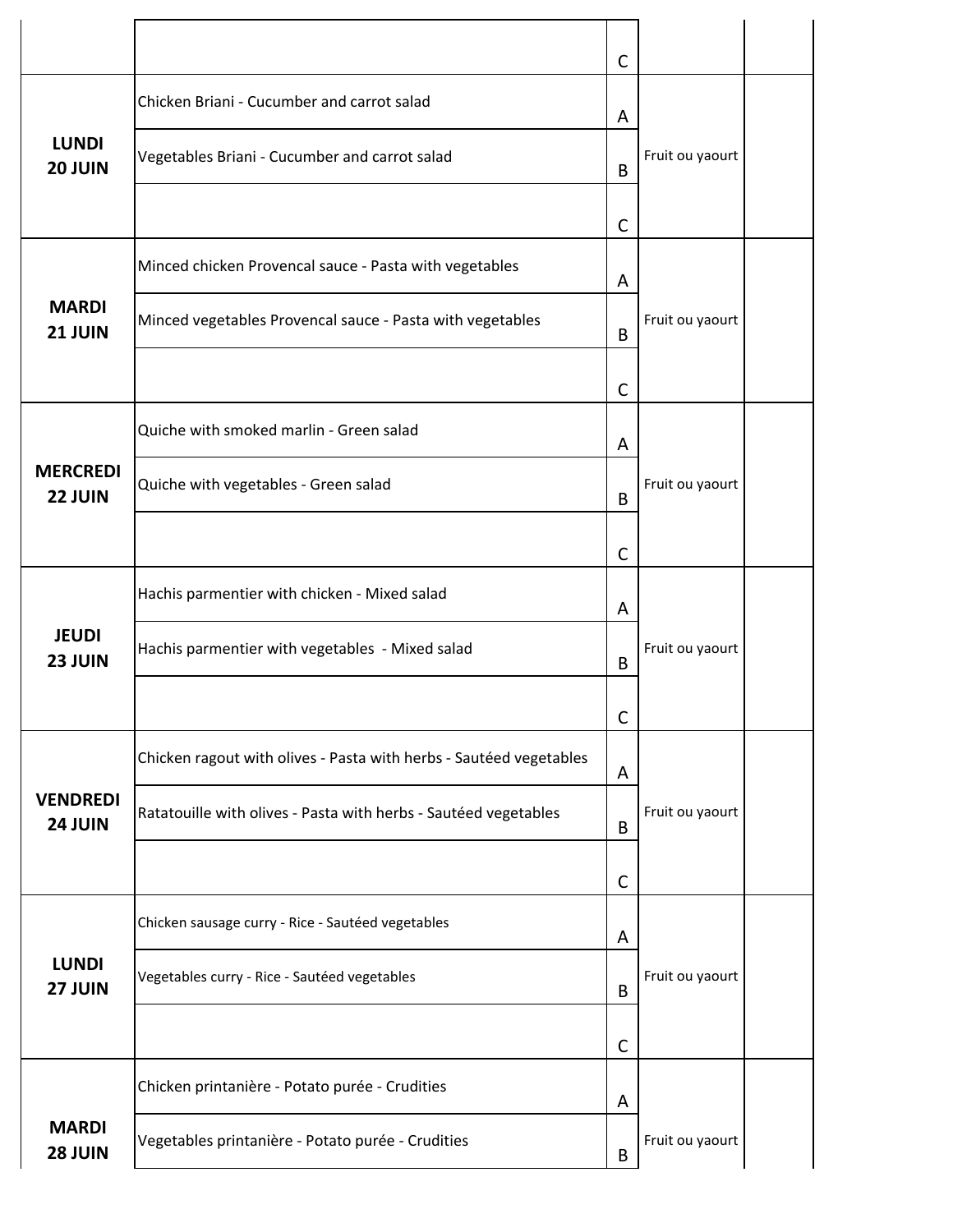| | | | | |
|---|---|---|---|---|
| | | C | | |
| **LUNDI 20 JUIN** | Chicken Briani - Cucumber and carrot salad | A | Fruit ou yaourt | |
| | Vegetables Briani - Cucumber and carrot salad | B | | |
| | | C | | |
| **MARDI 21 JUIN** | Minced chicken Provencal sauce - Pasta with vegetables | A | Fruit ou yaourt | |
| | Minced vegetables Provencal sauce - Pasta with vegetables | B | | |
| | | C | | |
| **MERCREDI 22 JUIN** | Quiche with smoked marlin - Green salad | A | Fruit ou yaourt | |
| | Quiche with vegetables - Green salad | B | | |
| | | C | | |
| **JEUDI 23 JUIN** | Hachis parmentier with chicken - Mixed salad | A | Fruit ou yaourt | |
| | Hachis parmentier with vegetables - Mixed salad | B | | |
| | | C | | |
| **VENDREDI 24 JUIN** | Chicken ragout with olives - Pasta with herbs - Sautéed vegetables | A | Fruit ou yaourt | |
| | Ratatouille with olives - Pasta with herbs - Sautéed vegetables | B | | |
| | | C | | |
| **LUNDI 27 JUIN** | Chicken sausage curry - Rice - Sautéed vegetables | A | Fruit ou yaourt | |
| | Vegetables curry - Rice - Sautéed vegetables | B | | |
| | | C | | |
| **MARDI 28 JUIN** | Chicken printanière - Potato purée - Crudities | A | Fruit ou yaourt | |
| | Vegetables printanière - Potato purée - Crudities | B | | |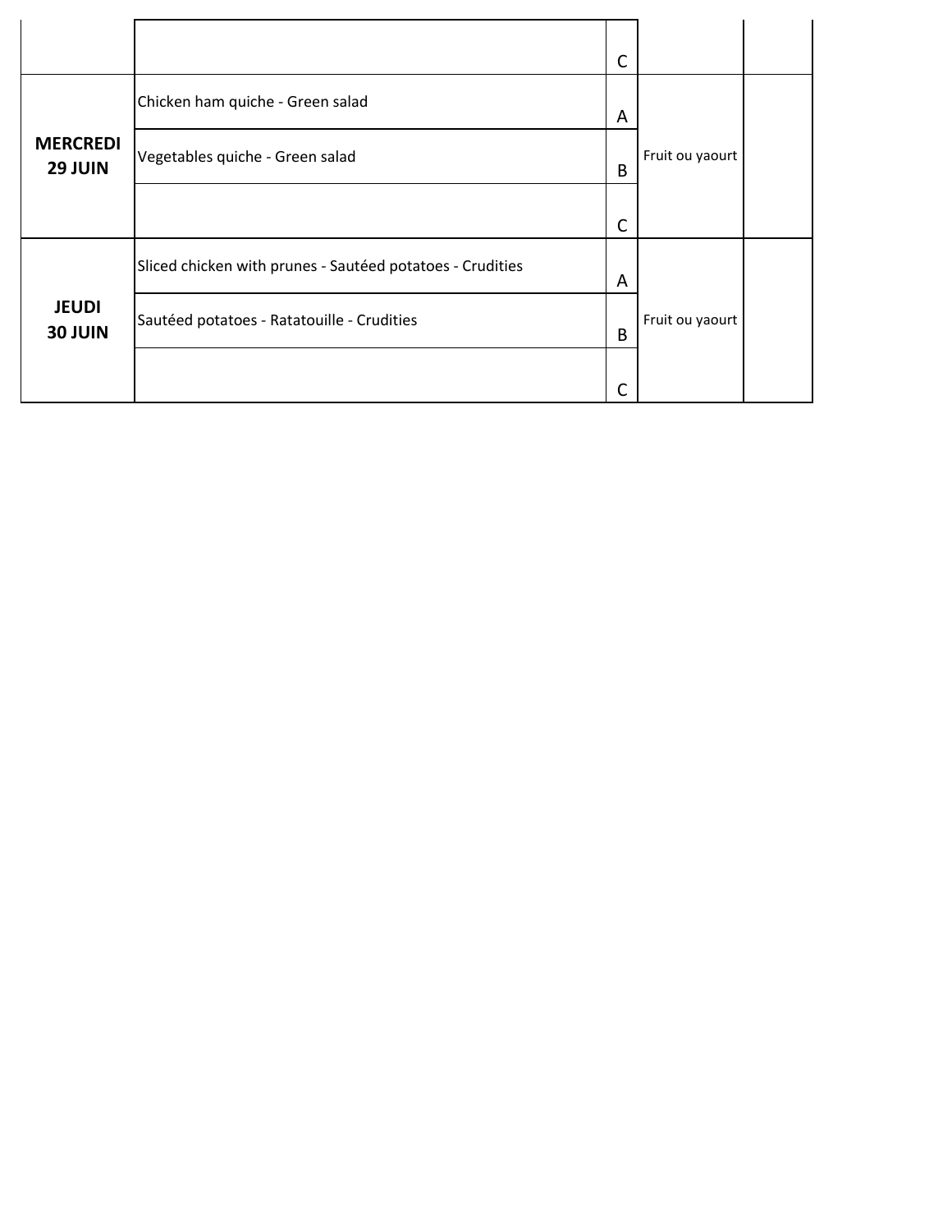| | | | | |
|---|---|---|---|---|
| | | C | | |
| **MERCREDI 29 JUIN** | Chicken ham quiche - Green salad | A | Fruit ou yaourt | |
| | Vegetables quiche - Green salad | B | | |
| | | C | | |
| **JEUDI 30 JUIN** | Sliced chicken with prunes - Sautéed potatoes - Crudities | A | Fruit ou yaourt | |
| | Sautéed potatoes - Ratatouille - Crudities | B | | |
| | | C | | |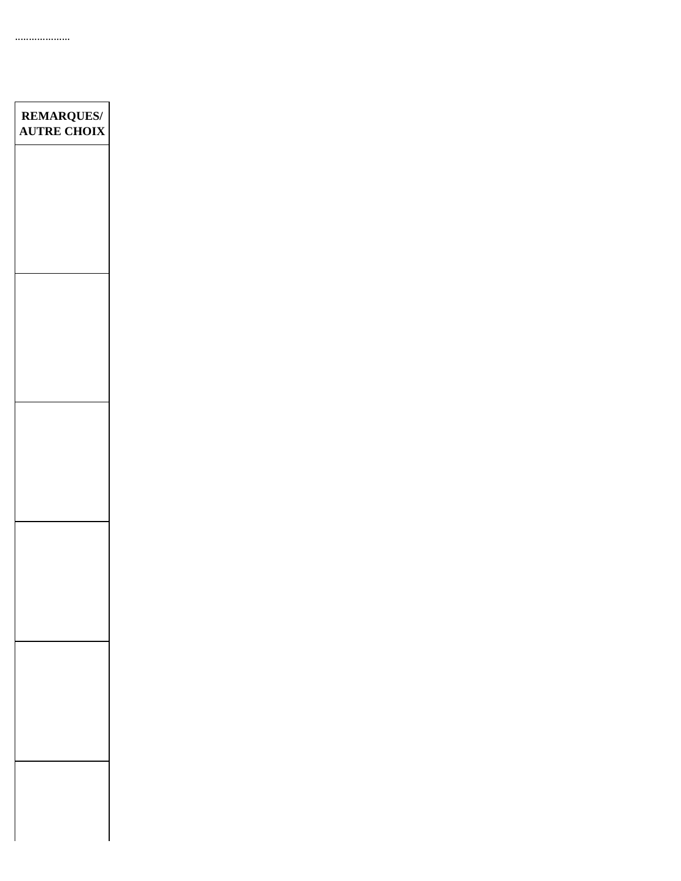....................

| REMARQUES/ AUTRE CHOIX |
| --- |
| |
| |
| |
| |
| |
| |